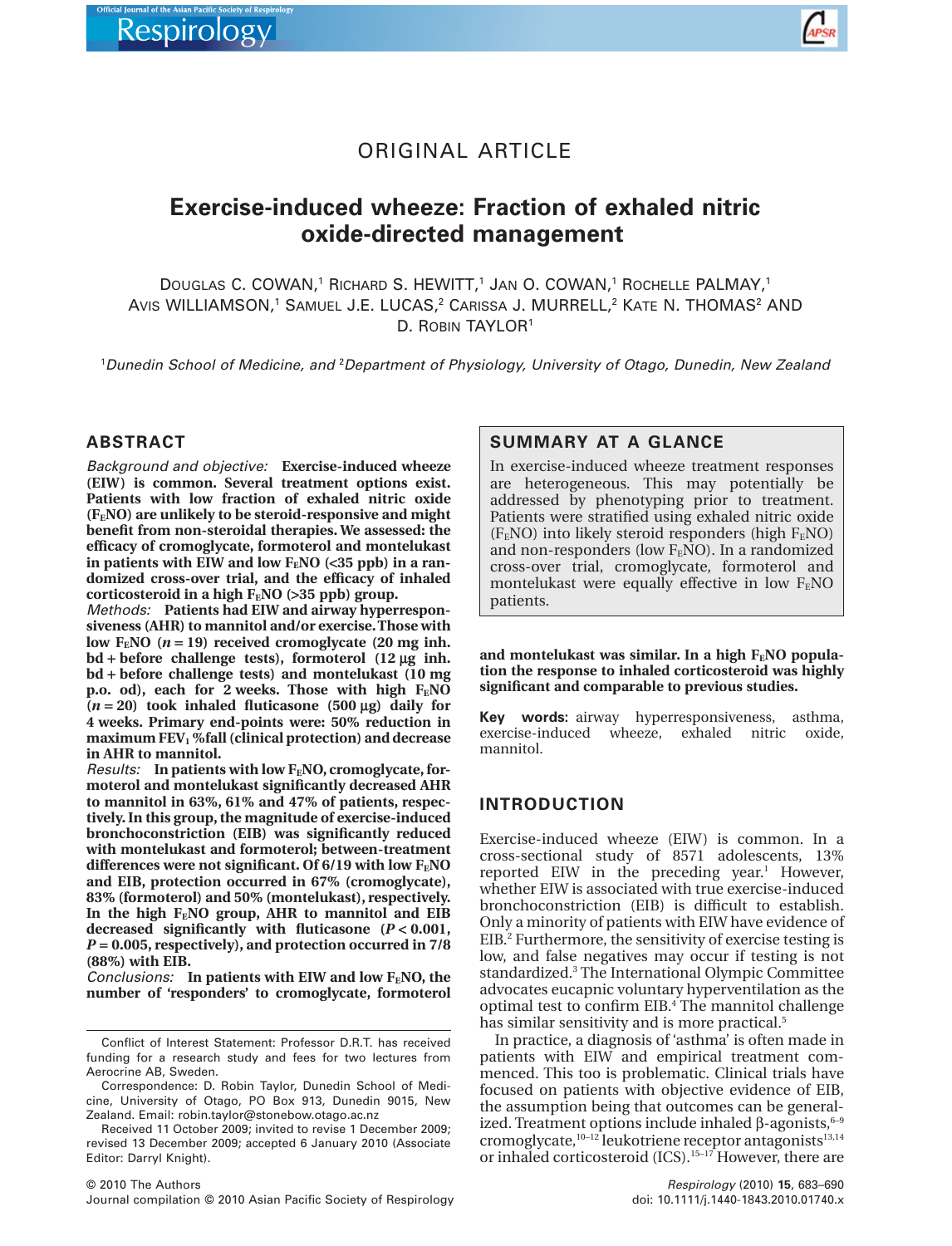ORIGINAL ARTICLE

# Exercise-induced wheeze: Fraction of exhaled nitric oxide-directed management

Douglas C. Cowan,[1] Richard S. Hewitt,[1] Jan O. Cowan,[1] Rochelle Palmay,[1] Avis Williamson,[1] Samuel J.E. Lucas,[2] Carissa J. Murrell,[2] Kate N. Thomas[2] and D. Robin Taylor[1]

[1]*Dunedin School of Medicine, and* [2]*Department of Physiology, University of Otago, Dunedin, New Zealand*

## ABSTRACT

*Background and objective:* **Exercise-induced wheeze (EIW) is common. Several treatment options exist. Patients with low fraction of exhaled nitric oxide ($F_ENO$) are unlikely to be steroid-responsive and might benefit from non-steroidal therapies. We assessed: the efficacy of cromoglycate, formoterol and montelukast in patients with EIW and low $F_ENO$ (<35 ppb) in a randomized cross-over trial, and the efficacy of inhaled corticosteroid in a high $F_ENO$ (>35 ppb) group.**

*Methods:* **Patients had EIW and airway hyperresponsiveness (AHR) to mannitol and/or exercise. Those with low $F_ENO$ ($n = 19$) received cromoglycate (20 mg inh. bd + before challenge tests), formoterol (12 µg inh. bd + before challenge tests) and montelukast (10 mg p.o. od), each for 2 weeks. Those with high $F_ENO$ ($n = 20$) took inhaled fluticasone (500 µg) daily for 4 weeks. Primary end-points were: 50% reduction in maximum $FEV_1$ %fall (clinical protection) and decrease in AHR to mannitol.**

*Results:* **In patients with low $F_ENO$, cromoglycate, formoterol and montelukast significantly decreased AHR to mannitol in 63%, 61% and 47% of patients, respectively. In this group, the magnitude of exercise-induced bronchoconstriction (EIB) was significantly reduced with montelukast and formoterol; between-treatment differences were not significant. Of 6/19 with low $F_ENO$ and EIB, protection occurred in 67% (cromoglycate), 83% (formoterol) and 50% (montelukast), respectively. In the high $F_ENO$ group, AHR to mannitol and EIB decreased significantly with fluticasone ($P < 0.001$, $P = 0.005$, respectively), and protection occurred in 7/8 (88%) with EIB.**

*Conclusions:* **In patients with EIW and low $F_ENO$, the number of 'responders' to cromoglycate, formoterol and montelukast was similar. In a high $F_ENO$ population the response to inhaled corticosteroid was highly significant and comparable to previous studies.**

## SUMMARY AT A GLANCE

In exercise-induced wheeze treatment responses are heterogeneous. This may potentially be addressed by phenotyping prior to treatment. Patients were stratified using exhaled nitric oxide ($F_ENO$) into likely steroid responders (high $F_ENO$) and non-responders (low $F_ENO$). In a randomized cross-over trial, cromoglycate, formoterol and montelukast were equally effective in low $F_ENO$ patients.

**Key words:** airway hyperresponsiveness, asthma, exercise-induced wheeze, exhaled nitric oxide, mannitol.

Conflict of Interest Statement: Professor D.R.T. has received funding for a research study and fees for two lectures from Aerocrine AB, Sweden.

Correspondence: D. Robin Taylor, Dunedin School of Medicine, University of Otago, PO Box 913, Dunedin 9015, New Zealand. Email: robin.taylor@stonebow.otago.ac.nz

Received 11 October 2009; invited to revise 1 December 2009; revised 13 December 2009; accepted 6 January 2010 (Associate Editor: Darryl Knight).

© 2010 The Authors
Journal compilation © 2010 Asian Pacific Society of Respirology

## INTRODUCTION

Exercise-induced wheeze (EIW) is common. In a cross-sectional study of 8571 adolescents, 13% reported EIW in the preceding year.[1] However, whether EIW is associated with true exercise-induced bronchoconstriction (EIB) is difficult to establish. Only a minority of patients with EIW have evidence of EIB.[2] Furthermore, the sensitivity of exercise testing is low, and false negatives may occur if testing is not standardized.[3] The International Olympic Committee advocates eucapnic voluntary hyperventilation as the optimal test to confirm EIB.[4] The mannitol challenge has similar sensitivity and is more practical.[5]

In practice, a diagnosis of 'asthma' is often made in patients with EIW and empirical treatment commenced. This too is problematic. Clinical trials have focused on patients with objective evidence of EIB, the assumption being that outcomes can be generalized. Treatment options include inhaled β-agonists,[6–9] cromoglycate,[10–12] leukotriene receptor antagonists[13,14] or inhaled corticosteroid (ICS).[15–17] However, there are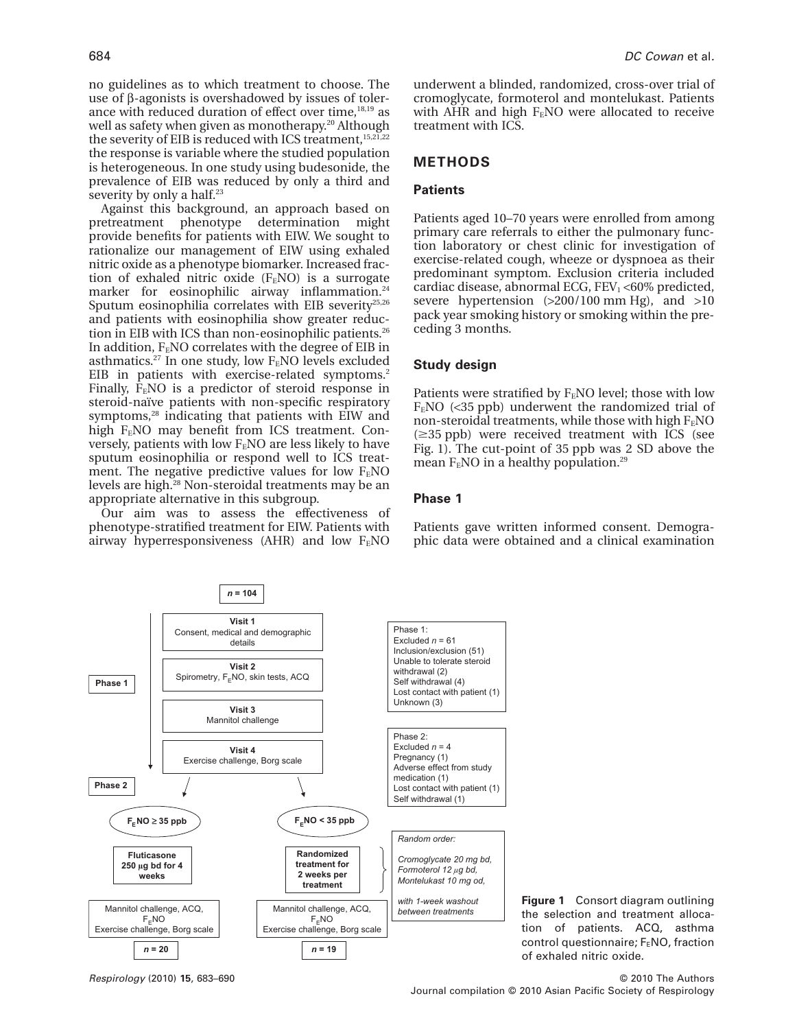no guidelines as to which treatment to choose. The use of β-agonists is overshadowed by issues of tolerance with reduced duration of effect over time,[18,19] as well as safety when given as monotherapy.[20] Although the severity of EIB is reduced with ICS treatment,[15,21,22] the response is variable where the studied population is heterogeneous. In one study using budesonide, the prevalence of EIB was reduced by only a third and severity by only a half.[23]

Against this background, an approach based on pretreatment phenotype determination might provide benefits for patients with EIW. We sought to rationalize our management of EIW using exhaled nitric oxide as a phenotype biomarker. Increased fraction of exhaled nitric oxide ($F_ENO$) is a surrogate marker for eosinophilic airway inflammation.[24] Sputum eosinophilia correlates with EIB severity[25,26] and patients with eosinophilia show greater reduction in EIB with ICS than non-eosinophilic patients.[26] In addition, $F_ENO$ correlates with the degree of EIB in asthmatics.[27] In one study, low $F_ENO$ levels excluded EIB in patients with exercise-related symptoms.[2] Finally, $F_ENO$ is a predictor of steroid response in steroid-naïve patients with non-specific respiratory symptoms,[28] indicating that patients with EIW and high $F_ENO$ may benefit from ICS treatment. Conversely, patients with low $F_ENO$ are less likely to have sputum eosinophilia or respond well to ICS treatment. The negative predictive values for low $F_ENO$ levels are high.[28] Non-steroidal treatments may be an appropriate alternative in this subgroup.

Our aim was to assess the effectiveness of phenotype-stratified treatment for EIW. Patients with airway hyperresponsiveness (AHR) and low $F_ENO$ underwent a blinded, randomized, cross-over trial of cromoglycate, formoterol and montelukast. Patients with AHR and high $F_ENO$ were allocated to receive treatment with ICS.

## METHODS

### Patients

Patients aged 10–70 years were enrolled from among primary care referrals to either the pulmonary function laboratory or chest clinic for investigation of exercise-related cough, wheeze or dyspnoea as their predominant symptom. Exclusion criteria included cardiac disease, abnormal ECG, $FEV_1$ <60% predicted, severe hypertension (>200/100 mm Hg), and >10 pack year smoking history or smoking within the preceding 3 months.

### Study design

Patients were stratified by $F_ENO$ level; those with low $F_ENO$ (<35 ppb) underwent the randomized trial of non-steroidal treatments, while those with high $F_ENO$ (≥35 ppb) were received treatment with ICS (see Fig. 1). The cut-point of 35 ppb was 2 SD above the mean $F_ENO$ in a healthy population.[29]

### Phase 1

Patients gave written informed consent. Demographic data were obtained and a clinical examination

*n* = 104

Phase 1

Visit 1
Consent, medical and demographic details

Visit 2
Spirometry, $F_ENO$, skin tests, ACQ

Visit 3
Mannitol challenge

Visit 4
Exercise challenge, Borg scale

Phase 2

$F_ENO$ ≥ 35 ppb

$F_ENO$ < 35 ppb

Fluticasone 250 μg bd for 4 weeks

Randomized treatment for 2 weeks per treatment

Mannitol challenge, ACQ, $F_ENO$
Exercise challenge, Borg scale

Mannitol challenge, ACQ, $F_ENO$
Exercise challenge, Borg scale

*n* = 20

*n* = 19

Phase 1:
Excluded *n* = 61
Inclusion/exclusion (51)
Unable to tolerate steroid withdrawal (2)
Self withdrawal (4)
Lost contact with patient (1)
Unknown (3)

Phase 2:
Excluded *n* = 4
Pregnancy (1)
Adverse effect from study medication (1)
Lost contact with patient (1)
Self withdrawal (1)

*Random order:*

*Cromoglycate 20 mg bd,*
*Formoterol 12 μg bd,*
*Montelukast 10 mg od,*

*with 1-week washout between treatments*

**Figure 1** Consort diagram outlining the selection and treatment allocation of patients. ACQ, asthma control questionnaire; $F_ENO$, fraction of exhaled nitric oxide.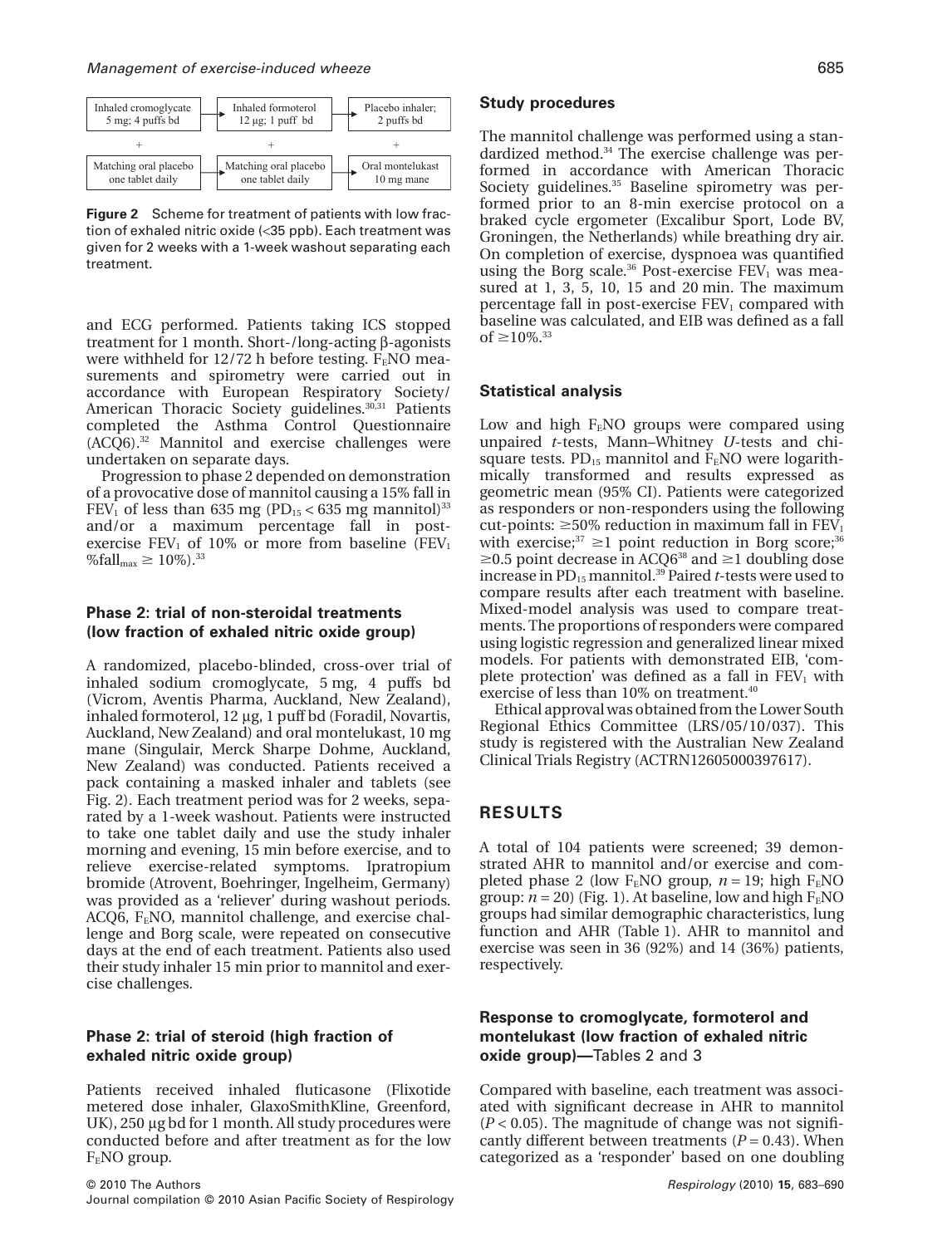Inhaled cromoglycate 5 mg; 4 puffs bd

Inhaled formoterol 12 µg; 1 puff bd

Placebo inhaler; 2 puffs bd

+

Matching oral placebo one tablet daily

Matching oral placebo one tablet daily

Oral montelukast 10 mg mane

**Figure 2** Scheme for treatment of patients with low fraction of exhaled nitric oxide (<35 ppb). Each treatment was given for 2 weeks with a 1-week washout separating each treatment.

and ECG performed. Patients taking ICS stopped treatment for 1 month. Short-/long-acting β-agonists were withheld for 12/72 h before testing. $F_ENO$ measurements and spirometry were carried out in accordance with European Respiratory Society/ American Thoracic Society guidelines.[30,31] Patients completed the Asthma Control Questionnaire (ACQ6).[32] Mannitol and exercise challenges were undertaken on separate days.

Progression to phase 2 depended on demonstration of a provocative dose of mannitol causing a 15% fall in $FEV_1$ of less than 635 mg ($PD_{15}$ < 635 mg mannitol)[33] and/or a maximum percentage fall in post-exercise $FEV_1$ of 10% or more from baseline ($FEV_1$ %$fall_{max} \geq 10\%$).[33]

### Phase 2: trial of non-steroidal treatments (low fraction of exhaled nitric oxide group)

A randomized, placebo-blinded, cross-over trial of inhaled sodium cromoglycate, 5 mg, 4 puffs bd (Vicrom, Aventis Pharma, Auckland, New Zealand), inhaled formoterol, 12 µg, 1 puff bd (Foradil, Novartis, Auckland, New Zealand) and oral montelukast, 10 mg mane (Singulair, Merck Sharpe Dohme, Auckland, New Zealand) was conducted. Patients received a pack containing a masked inhaler and tablets (see Fig. 2). Each treatment period was for 2 weeks, separated by a 1-week washout. Patients were instructed to take one tablet daily and use the study inhaler morning and evening, 15 min before exercise, and to relieve exercise-related symptoms. Ipratropium bromide (Atrovent, Boehringer, Ingelheim, Germany) was provided as a 'reliever' during washout periods. ACQ6, $F_ENO$, mannitol challenge, and exercise challenge and Borg scale, were repeated on consecutive days at the end of each treatment. Patients also used their study inhaler 15 min prior to mannitol and exercise challenges.

### Phase 2: trial of steroid (high fraction of exhaled nitric oxide group)

Patients received inhaled fluticasone (Flixotide metered dose inhaler, GlaxoSmithKline, Greenford, UK), 250 µg bd for 1 month. All study procedures were conducted before and after treatment as for the low $F_ENO$ group.

### Study procedures

The mannitol challenge was performed using a standardized method.[34] The exercise challenge was performed in accordance with American Thoracic Society guidelines.[35] Baseline spirometry was performed prior to an 8-min exercise protocol on a braked cycle ergometer (Excalibur Sport, Lode BV, Groningen, the Netherlands) while breathing dry air. On completion of exercise, dyspnoea was quantified using the Borg scale.[36] Post-exercise $FEV_1$ was measured at 1, 3, 5, 10, 15 and 20 min. The maximum percentage fall in post-exercise $FEV_1$ compared with baseline was calculated, and EIB was defined as a fall of ≥10%.[33]

### Statistical analysis

Low and high $F_ENO$ groups were compared using unpaired *t*-tests, Mann–Whitney *U*-tests and chi-square tests. $PD_{15}$ mannitol and $F_ENO$ were logarithmically transformed and results expressed as geometric mean (95% CI). Patients were categorized as responders or non-responders using the following cut-points: ≥50% reduction in maximum fall in $FEV_1$ with exercise;[37] ≥1 point reduction in Borg score;[36] ≥0.5 point decrease in ACQ6[38] and ≥1 doubling dose increase in $PD_{15}$ mannitol.[39] Paired *t*-tests were used to compare results after each treatment with baseline. Mixed-model analysis was used to compare treatments. The proportions of responders were compared using logistic regression and generalized linear mixed models. For patients with demonstrated EIB, 'complete protection' was defined as a fall in $FEV_1$ with exercise of less than 10% on treatment.[40]

Ethical approval was obtained from the Lower South Regional Ethics Committee (LRS/05/10/037). This study is registered with the Australian New Zealand Clinical Trials Registry (ACTRN12605000397617).

## RESULTS

A total of 104 patients were screened; 39 demonstrated AHR to mannitol and/or exercise and completed phase 2 (low $F_ENO$ group, $n = 19$; high $F_ENO$ group: $n = 20$) (Fig. 1). At baseline, low and high $F_ENO$ groups had similar demographic characteristics, lung function and AHR (Table 1). AHR to mannitol and exercise was seen in 36 (92%) and 14 (36%) patients, respectively.

### Response to cromoglycate, formoterol and montelukast (low fraction of exhaled nitric oxide group)—Tables 2 and 3

Compared with baseline, each treatment was associated with significant decrease in AHR to mannitol ($P < 0.05$). The magnitude of change was not significantly different between treatments ($P = 0.43$). When categorized as a 'responder' based on one doubling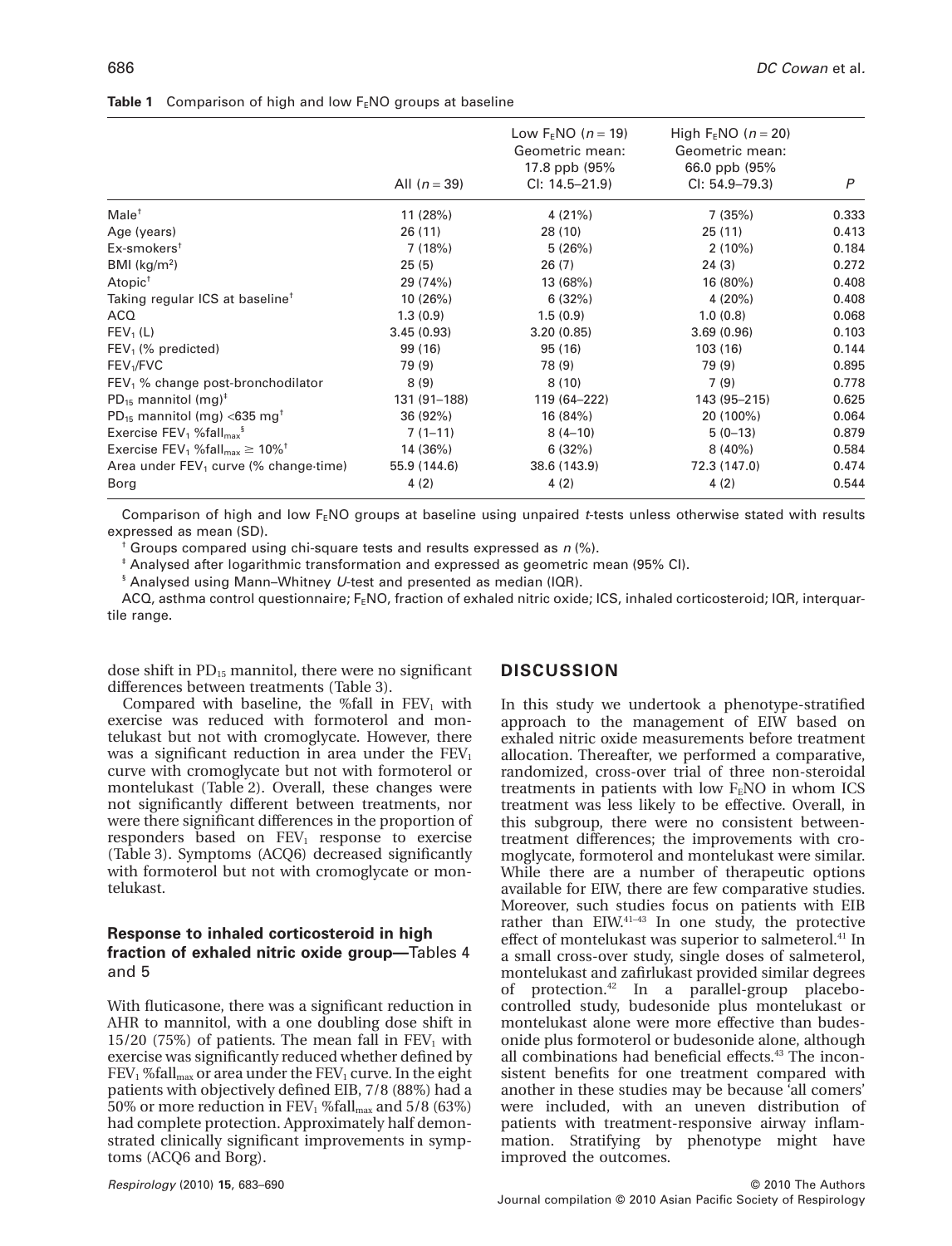**Table 1** Comparison of high and low $F_ENO$ groups at baseline

| | All ($n = 39$) | Low $F_ENO$ ($n = 19$) Geometric mean: 17.8 ppb (95% CI: 14.5–21.9) | High $F_ENO$ ($n = 20$) Geometric mean: 66.0 ppb (95% CI: 54.9–79.3) | *P* |
|---|---|---|---|---|
| Male[†] | 11 (28%) | 4 (21%) | 7 (35%) | 0.333 |
| Age (years) | 26 (11) | 28 (10) | 25 (11) | 0.413 |
| Ex-smokers[†] | 7 (18%) | 5 (26%) | 2 (10%) | 0.184 |
| BMI (kg/m$^2$) | 25 (5) | 26 (7) | 24 (3) | 0.272 |
| Atopic[†] | 29 (74%) | 13 (68%) | 16 (80%) | 0.408 |
| Taking regular ICS at baseline[†] | 10 (26%) | 6 (32%) | 4 (20%) | 0.408 |
| ACQ | 1.3 (0.9) | 1.5 (0.9) | 1.0 (0.8) | 0.068 |
| $FEV_1$ (L) | 3.45 (0.93) | 3.20 (0.85) | 3.69 (0.96) | 0.103 |
| $FEV_1$ (% predicted) | 99 (16) | 95 (16) | 103 (16) | 0.144 |
| $FEV_1$/FVC | 79 (9) | 78 (9) | 79 (9) | 0.895 |
| $FEV_1$ % change post-bronchodilator | 8 (9) | 8 (10) | 7 (9) | 0.778 |
| $PD_{15}$ mannitol (mg)[‡] | 131 (91–188) | 119 (64–222) | 143 (95–215) | 0.625 |
| $PD_{15}$ mannitol (mg) <635 mg[†] | 36 (92%) | 16 (84%) | 20 (100%) | 0.064 |
| Exercise $FEV_1$ %fall$_{max}$[§] | 7 (1–11) | 8 (4–10) | 5 (0–13) | 0.879 |
| Exercise $FEV_1$ %fall$_{max}$ ≥ 10%[†] | 14 (36%) | 6 (32%) | 8 (40%) | 0.584 |
| Area under $FEV_1$ curve (% change·time) | 55.9 (144.6) | 38.6 (143.9) | 72.3 (147.0) | 0.474 |
| Borg | 4 (2) | 4 (2) | 4 (2) | 0.544 |

Comparison of high and low $F_ENO$ groups at baseline using unpaired *t*-tests unless otherwise stated with results expressed as mean (SD).

[†] Groups compared using chi-square tests and results expressed as *n* (%).

[‡] Analysed after logarithmic transformation and expressed as geometric mean (95% CI).

[§] Analysed using Mann–Whitney *U*-test and presented as median (IQR).

ACQ, asthma control questionnaire; $F_ENO$, fraction of exhaled nitric oxide; ICS, inhaled corticosteroid; IQR, interquartile range.

dose shift in $PD_{15}$ mannitol, there were no significant differences between treatments (Table 3).

Compared with baseline, the %fall in $FEV_1$ with exercise was reduced with formoterol and montelukast but not with cromoglycate. However, there was a significant reduction in area under the $FEV_1$ curve with cromoglycate but not with formoterol or montelukast (Table 2). Overall, these changes were not significantly different between treatments, nor were there significant differences in the proportion of responders based on $FEV_1$ response to exercise (Table 3). Symptoms (ACQ6) decreased significantly with formoterol but not with cromoglycate or montelukast.

### Response to inhaled corticosteroid in high fraction of exhaled nitric oxide group—Tables 4 and 5

With fluticasone, there was a significant reduction in AHR to mannitol, with a one doubling dose shift in 15/20 (75%) of patients. The mean fall in $FEV_1$ with exercise was significantly reduced whether defined by $FEV_1$ %fall$_{max}$ or area under the $FEV_1$ curve. In the eight patients with objectively defined EIB, 7/8 (88%) had a 50% or more reduction in $FEV_1$ %fall$_{max}$ and 5/8 (63%) had complete protection. Approximately half demonstrated clinically significant improvements in symptoms (ACQ6 and Borg).

## DISCUSSION

In this study we undertook a phenotype-stratified approach to the management of EIW based on exhaled nitric oxide measurements before treatment allocation. Thereafter, we performed a comparative, randomized, cross-over trial of three non-steroidal treatments in patients with low $F_ENO$ in whom ICS treatment was less likely to be effective. Overall, in this subgroup, there were no consistent between-treatment differences; the improvements with cromoglycate, formoterol and montelukast were similar. While there are a number of therapeutic options available for EIW, there are few comparative studies. Moreover, such studies focus on patients with EIB rather than EIW.[41–43] In one study, the protective effect of montelukast was superior to salmeterol.[41] In a small cross-over study, single doses of salmeterol, montelukast and zafirlukast provided similar degrees of protection.[42] In a parallel-group placebo-controlled study, budesonide plus montelukast or montelukast alone were more effective than budesonide plus formoterol or budesonide alone, although all combinations had beneficial effects.[43] The inconsistent benefits for one treatment compared with another in these studies may be because 'all comers' were included, with an uneven distribution of patients with treatment-responsive airway inflammation. Stratifying by phenotype might have improved the outcomes.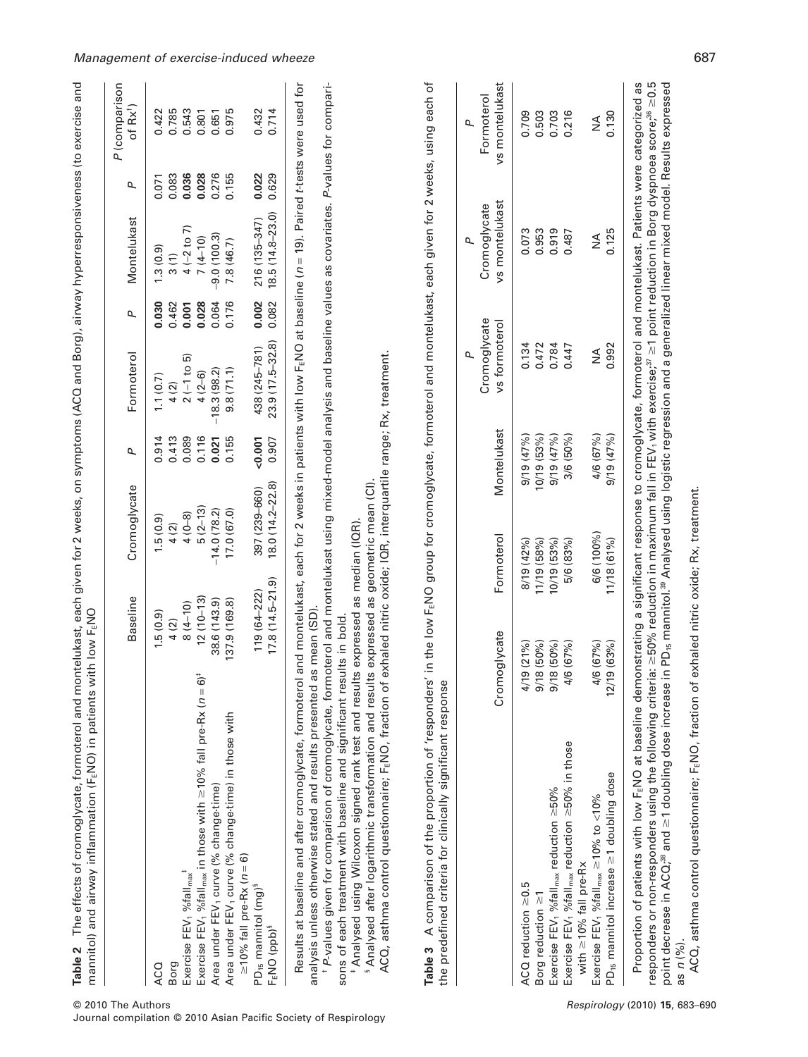**Table 2** The effects of cromoglycate, formoterol and montelukast, each given for 2 weeks, on symptoms (ACQ and Borg), airway hyperresponsiveness (to exercise and mannitol) and airway inflammation ($F_ENO$) in patients with low $F_ENO$

| | Baseline | Cromoglycate | P | Formoterol | P | Montelukast | P | P (comparison of Rx[†]) |
|---|---|---|---|---|---|---|---|---|
| ACQ | 1.5 (0.9) | 1.5 (0.9) | 0.914 | 1.1 (0.7) | **0.030** | 1.3 (0.9) | 0.071 | 0.422 |
| Borg | 4 (2) | 4 (2) | 0.413 | 4 (2) | 0.462 | 3 (1) | 0.083 | 0.785 |
| Exercise $FEV_1$ %fall$_{max}$[‡] | 8 (4–10) | 4 (0–8) | 0.089 | 2 (−1 to 5) | **0.001** | 4 (−2 to 7) | **0.036** | 0.543 |
| Exercise $FEV_1$ %fall$_{max}$ in those with ≥10% fall pre-Rx (n = 6)[‡] | 12 (10–13) | 5 (2–13) | 0.116 | 4 (2–6) | **0.028** | 7 (4–10) | **0.028** | 0.801 |
| Area under $FEV_1$ curve (% change·time) | 38.6 (143.9) | −14.0 (78.2) | **0.021** | −18.3 (98.2) | 0.064 | −9.0 (100.3) | 0.276 | 0.651 |
| Area under $FEV_1$ curve (% change·time) in those with ≥10% fall pre-Rx (n = 6) | 137.9 (169.8) | 17.0 (67.0) | 0.155 | 9.8 (71.1) | 0.176 | 7.8 (46.7) | 0.155 | 0.975 |
| $PD_{15}$ mannitol (mg)[§] | 119 (64–222) | 397 (239–660) | **<0.001** | 438 (245–781) | **0.002** | 216 (135–347) | **0.022** | 0.432 |
| $F_ENO$ (ppb)[§] | 17.8 (14.5–21.9) | 18.0 (14.2–22.8) | 0.907 | 23.9 (17.5–32.8) | 0.082 | 18.5 (14.8–23.0) | 0.629 | 0.714 |

Results at baseline and after cromoglycate, formoterol and montelukast, each for 2 weeks in patients with low $F_ENO$ at baseline (n = 19). Paired t-tests were used for analysis unless otherwise stated and results presented as mean (SD).

[†] P-values given for comparison of cromoglycate, formoterol and montelukast using mixed-model analysis and baseline values as covariates. P-values for comparisons of each treatment with baseline and significant results in bold.

[‡] Analysed using Wilcoxon signed rank test and results expressed as median (IQR).

[§] Analysed after logarithmic transformation and results expressed as geometric mean (CI).

ACQ, asthma control questionnaire; $F_ENO$, fraction of exhaled nitric oxide; IQR, interquartile range; Rx, treatment.

**Table 3** A comparison of the proportion of 'responders' in the low $F_ENO$ group for cromoglycate, formoterol and montelukast, each given for 2 weeks, using each of the predefined criteria for clinically significant response

| | Cromoglycate | Formoterol | Montelukast | P Cromoglycate vs formoterol | P Cromoglycate vs montelukast | P Formoterol vs montelukast |
|---|---|---|---|---|---|---|
| ACQ reduction ≥0.5 | 4/19 (21%) | 8/19 (42%) | 9/19 (47%) | 0.134 | 0.073 | 0.709 |
| Borg reduction ≥1 | 9/18 (50%) | 11/19 (58%) | 10/19 (53%) | 0.472 | 0.953 | 0.503 |
| Exercise $FEV_1$ %fall$_{max}$ reduction ≥50% | 9/18 (50%) | 10/19 (53%) | 9/19 (47%) | 0.784 | 0.919 | 0.703 |
| Exercise $FEV_1$ %fall$_{max}$ reduction ≥50% in those with ≥10% fall pre-Rx | 4/6 (67%) | 5/6 (83%) | 3/6 (50%) | 0.447 | 0.487 | 0.216 |
| Exercise $FEV_1$ %fall$_{max}$ ≥10% to <10% | 4/6 (67%) | 6/6 (100%) | 4/6 (67%) | NA | NA | NA |
| $PD_{15}$ mannitol increase ≥1 doubling dose | 12/19 (63%) | 11/18 (61%) | 9/19 (47%) | 0.992 | 0.125 | 0.130 |

Proportion of patients with low $F_ENO$ at baseline demonstrating a significant response to cromoglycate, formoterol and montelukast. Patients were categorized as responders or non-responders using the following criteria: ≥50% reduction in maximum fall in $FEV_1$ with exercise;[37] ≥1 point reduction in Borg dyspnoea score;[36] ≥0.5 point decrease in ACQ,[38] and ≥1 doubling dose increase in $PD_{15}$ mannitol.[39] Analysed using logistic regression and a generalized linear mixed model. Results expressed as n (%).

ACQ, asthma control questionnaire; $F_ENO$, fraction of exhaled nitric oxide; Rx, treatment.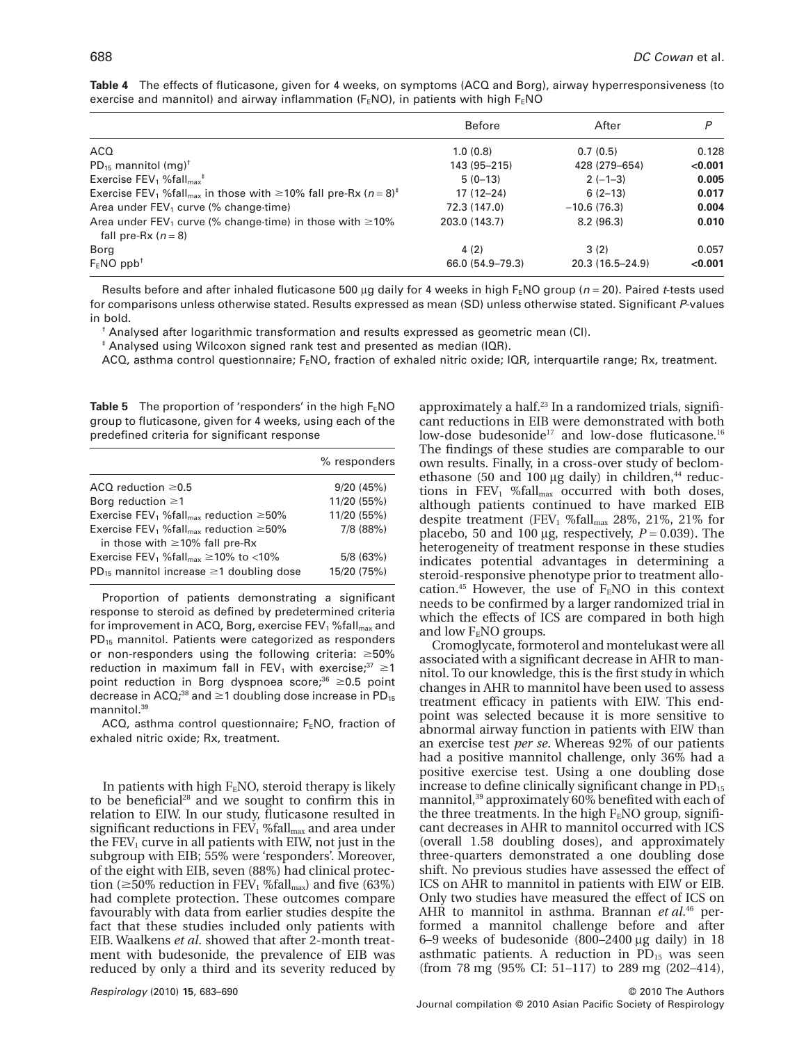**Table 4** The effects of fluticasone, given for 4 weeks, on symptoms (ACQ and Borg), airway hyperresponsiveness (to exercise and mannitol) and airway inflammation ($F_ENO$), in patients with high $F_ENO$

| | Before | After | P |
|---|---|---|---|
| ACQ | 1.0 (0.8) | 0.7 (0.5) | 0.128 |
| $PD_{15}$ mannitol (mg)[†] | 143 (95–215) | 428 (279–654) | **<0.001** |
| Exercise $FEV_1$ %$fall_{max}$[‡] | 5 (0–13) | 2 (−1–3) | **0.005** |
| Exercise $FEV_1$ %$fall_{max}$ in those with ≥10% fall pre-Rx ($n = 8$)[‡] | 17 (12–24) | 6 (2–13) | **0.017** |
| Area under $FEV_1$ curve (% change·time) | 72.3 (147.0) | −10.6 (76.3) | **0.004** |
| Area under $FEV_1$ curve (% change·time) in those with ≥10% fall pre-Rx ($n = 8$) | 203.0 (143.7) | 8.2 (96.3) | **0.010** |
| Borg | 4 (2) | 3 (2) | 0.057 |
| $F_ENO$ ppb[†] | 66.0 (54.9–79.3) | 20.3 (16.5–24.9) | **<0.001** |

Results before and after inhaled fluticasone 500 μg daily for 4 weeks in high $F_ENO$ group ($n = 20$). Paired *t*-tests used for comparisons unless otherwise stated. Results expressed as mean (SD) unless otherwise stated. Significant *P*-values in bold.

[†] Analysed after logarithmic transformation and results expressed as geometric mean (CI).

[‡] Analysed using Wilcoxon signed rank test and presented as median (IQR).

ACQ, asthma control questionnaire; $F_ENO$, fraction of exhaled nitric oxide; IQR, interquartile range; Rx, treatment.

**Table 5** The proportion of 'responders' in the high $F_ENO$ group to fluticasone, given for 4 weeks, using each of the predefined criteria for significant response

| | % responders |
|---|---|
| ACQ reduction ≥0.5 | 9/20 (45%) |
| Borg reduction ≥1 | 11/20 (55%) |
| Exercise $FEV_1$ %$fall_{max}$ reduction ≥50% | 11/20 (55%) |
| Exercise $FEV_1$ %$fall_{max}$ reduction ≥50% in those with ≥10% fall pre-Rx | 7/8 (88%) |
| Exercise $FEV_1$ %$fall_{max}$ ≥10% to <10% | 5/8 (63%) |
| $PD_{15}$ mannitol increase ≥1 doubling dose | 15/20 (75%) |

Proportion of patients demonstrating a significant response to steroid as defined by predetermined criteria for improvement in ACQ, Borg, exercise $FEV_1$ %$fall_{max}$ and $PD_{15}$ mannitol. Patients were categorized as responders or non-responders using the following criteria: ≥50% reduction in maximum fall in $FEV_1$ with exercise;[37] ≥1 point reduction in Borg dyspnoea score;[36] ≥0.5 point decrease in ACQ;[38] and ≥1 doubling dose increase in $PD_{15}$ mannitol.[39]

ACQ, asthma control questionnaire; $F_ENO$, fraction of exhaled nitric oxide; Rx, treatment.

In patients with high $F_ENO$, steroid therapy is likely to be beneficial[28] and we sought to confirm this in relation to EIW. In our study, fluticasone resulted in significant reductions in $FEV_1$ %$fall_{max}$ and area under the $FEV_1$ curve in all patients with EIW, not just in the subgroup with EIB; 55% were 'responders'. Moreover, of the eight with EIB, seven (88%) had clinical protection (≥50% reduction in $FEV_1$ %$fall_{max}$) and five (63%) had complete protection. These outcomes compare favourably with data from earlier studies despite the fact that these studies included only patients with EIB. Waalkens *et al.* showed that after 2-month treatment with budesonide, the prevalence of EIB was reduced by only a third and its severity reduced by approximately a half.[23] In a randomized trials, significant reductions in EIB were demonstrated with both low-dose budesonide[17] and low-dose fluticasone.[16] The findings of these studies are comparable to our own results. Finally, in a cross-over study of beclomethasone (50 and 100 μg daily) in children,[44] reductions in $FEV_1$ %$fall_{max}$ occurred with both doses, although patients continued to have marked EIB despite treatment ($FEV_1$ %$fall_{max}$ 28%, 21%, 21% for placebo, 50 and 100 μg, respectively, $P = 0.039$). The heterogeneity of treatment response in these studies indicates potential advantages in determining a steroid-responsive phenotype prior to treatment allocation.[45] However, the use of $F_ENO$ in this context needs to be confirmed by a larger randomized trial in which the effects of ICS are compared in both high and low $F_ENO$ groups.

Cromoglycate, formoterol and montelukast were all associated with a significant decrease in AHR to mannitol. To our knowledge, this is the first study in which changes in AHR to mannitol have been used to assess treatment efficacy in patients with EIW. This endpoint was selected because it is more sensitive to abnormal airway function in patients with EIW than an exercise test *per se*. Whereas 92% of our patients had a positive mannitol challenge, only 36% had a positive exercise test. Using a one doubling dose increase to define clinically significant change in $PD_{15}$ mannitol,[39] approximately 60% benefited with each of the three treatments. In the high $F_ENO$ group, significant decreases in AHR to mannitol occurred with ICS (overall 1.58 doubling doses), and approximately three-quarters demonstrated a one doubling dose shift. No previous studies have assessed the effect of ICS on AHR to mannitol in patients with EIW or EIB. Only two studies have measured the effect of ICS on AHR to mannitol in asthma. Brannan *et al.*[46] performed a mannitol challenge before and after 6–9 weeks of budesonide (800–2400 μg daily) in 18 asthmatic patients. A reduction in $PD_{15}$ was seen (from 78 mg (95% CI: 51–117) to 289 mg (202–414),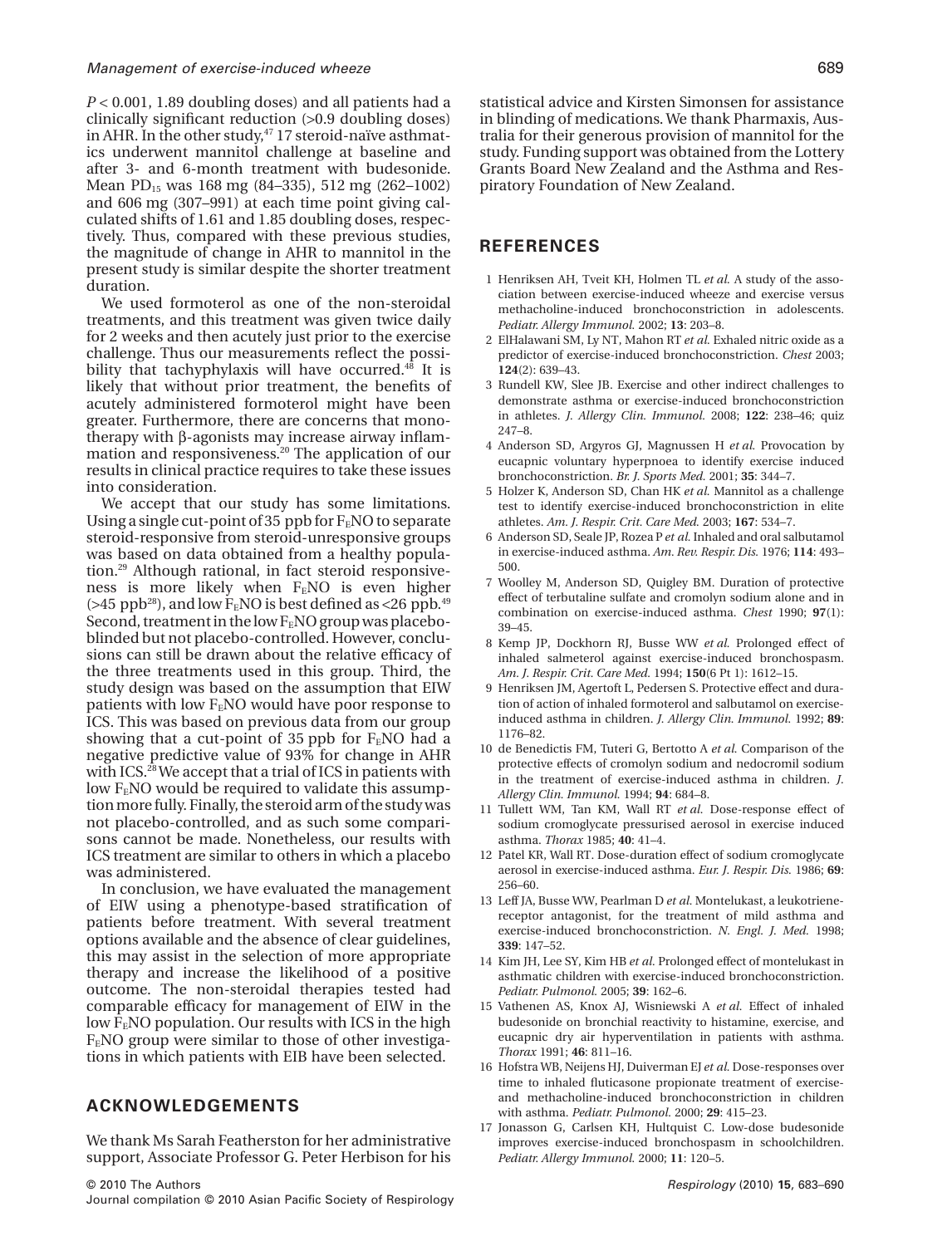$P < 0.001$, 1.89 doubling doses) and all patients had a clinically significant reduction (>0.9 doubling doses) in AHR. In the other study,[47] 17 steroid-naïve asthmatics underwent mannitol challenge at baseline and after 3- and 6-month treatment with budesonide. Mean $PD_{15}$ was 168 mg (84–335), 512 mg (262–1002) and 606 mg (307–991) at each time point giving calculated shifts of 1.61 and 1.85 doubling doses, respectively. Thus, compared with these previous studies, the magnitude of change in AHR to mannitol in the present study is similar despite the shorter treatment duration.

We used formoterol as one of the non-steroidal treatments, and this treatment was given twice daily for 2 weeks and then acutely just prior to the exercise challenge. Thus our measurements reflect the possibility that tachyphylaxis will have occurred.[48] It is likely that without prior treatment, the benefits of acutely administered formoterol might have been greater. Furthermore, there are concerns that monotherapy with β-agonists may increase airway inflammation and responsiveness.[20] The application of our results in clinical practice requires to take these issues into consideration.

We accept that our study has some limitations. Using a single cut-point of 35 ppb for $F_ENO$ to separate steroid-responsive from steroid-unresponsive groups was based on data obtained from a healthy population.[29] Although rational, in fact steroid responsiveness is more likely when $F_ENO$ is even higher (>45 ppb[28]), and low $F_ENO$ is best defined as <26 ppb.[49] Second, treatment in the low $F_ENO$ group was placebo-blinded but not placebo-controlled. However, conclusions can still be drawn about the relative efficacy of the three treatments used in this group. Third, the study design was based on the assumption that EIW patients with low $F_ENO$ would have poor response to ICS. This was based on previous data from our group showing that a cut-point of 35 ppb for $F_ENO$ had a negative predictive value of 93% for change in AHR with ICS.[28] We accept that a trial of ICS in patients with low $F_ENO$ would be required to validate this assumption more fully. Finally, the steroid arm of the study was not placebo-controlled, and as such some comparisons cannot be made. Nonetheless, our results with ICS treatment are similar to others in which a placebo was administered.

In conclusion, we have evaluated the management of EIW using a phenotype-based stratification of patients before treatment. With several treatment options available and the absence of clear guidelines, this may assist in the selection of more appropriate therapy and increase the likelihood of a positive outcome. The non-steroidal therapies tested had comparable efficacy for management of EIW in the low $F_ENO$ population. Our results with ICS in the high $F_ENO$ group were similar to those of other investigations in which patients with EIB have been selected.

## ACKNOWLEDGEMENTS

We thank Ms Sarah Featherston for her administrative support, Associate Professor G. Peter Herbison for his statistical advice and Kirsten Simonsen for assistance in blinding of medications. We thank Pharmaxis, Australia for their generous provision of mannitol for the study. Funding support was obtained from the Lottery Grants Board New Zealand and the Asthma and Respiratory Foundation of New Zealand.

## REFERENCES

1 Henriksen AH, Tveit KH, Holmen TL *et al.* A study of the association between exercise-induced wheeze and exercise versus methacholine-induced bronchoconstriction in adolescents. *Pediatr. Allergy Immunol.* 2002; **13**: 203–8.

2 ElHalawani SM, Ly NT, Mahon RT *et al.* Exhaled nitric oxide as a predictor of exercise-induced bronchoconstriction. *Chest* 2003; **124**(2): 639–43.

3 Rundell KW, Slee JB. Exercise and other indirect challenges to demonstrate asthma or exercise-induced bronchoconstriction in athletes. *J. Allergy Clin. Immunol.* 2008; **122**: 238–46; quiz 247–8.

4 Anderson SD, Argyros GJ, Magnussen H *et al.* Provocation by eucapnic voluntary hyperpnoea to identify exercise induced bronchoconstriction. *Br. J. Sports Med.* 2001; **35**: 344–7.

5 Holzer K, Anderson SD, Chan HK *et al.* Mannitol as a challenge test to identify exercise-induced bronchoconstriction in elite athletes. *Am. J. Respir. Crit. Care Med.* 2003; **167**: 534–7.

6 Anderson SD, Seale JP, Rozea P *et al.* Inhaled and oral salbutamol in exercise-induced asthma. *Am. Rev. Respir. Dis.* 1976; **114**: 493–500.

7 Woolley M, Anderson SD, Quigley BM. Duration of protective effect of terbutaline sulfate and cromolyn sodium alone and in combination on exercise-induced asthma. *Chest* 1990; **97**(1): 39–45.

8 Kemp JP, Dockhorn RJ, Busse WW *et al.* Prolonged effect of inhaled salmeterol against exercise-induced bronchospasm. *Am. J. Respir. Crit. Care Med.* 1994; **150**(6 Pt 1): 1612–15.

9 Henriksen JM, Agertoft L, Pedersen S. Protective effect and duration of action of inhaled formoterol and salbutamol on exercise-induced asthma in children. *J. Allergy Clin. Immunol.* 1992; **89**: 1176–82.

10 de Benedictis FM, Tuteri G, Bertotto A *et al.* Comparison of the protective effects of cromolyn sodium and nedocromil sodium in the treatment of exercise-induced asthma in children. *J. Allergy Clin. Immunol.* 1994; **94**: 684–8.

11 Tullett WM, Tan KM, Wall RT *et al.* Dose-response effect of sodium cromoglycate pressurised aerosol in exercise induced asthma. *Thorax* 1985; **40**: 41–4.

12 Patel KR, Wall RT. Dose-duration effect of sodium cromoglycate aerosol in exercise-induced asthma. *Eur. J. Respir. Dis.* 1986; **69**: 256–60.

13 Leff JA, Busse WW, Pearlman D *et al.* Montelukast, a leukotriene-receptor antagonist, for the treatment of mild asthma and exercise-induced bronchoconstriction. *N. Engl. J. Med.* 1998; **339**: 147–52.

14 Kim JH, Lee SY, Kim HB *et al.* Prolonged effect of montelukast in asthmatic children with exercise-induced bronchoconstriction. *Pediatr. Pulmonol.* 2005; **39**: 162–6.

15 Vathenen AS, Knox AJ, Wisniewski A *et al.* Effect of inhaled budesonide on bronchial reactivity to histamine, exercise, and eucapnic dry air hyperventilation in patients with asthma. *Thorax* 1991; **46**: 811–16.

16 Hofstra WB, Neijens HJ, Duiverman EJ *et al.* Dose-responses over time to inhaled fluticasone propionate treatment of exercise- and methacholine-induced bronchoconstriction in children with asthma. *Pediatr. Pulmonol.* 2000; **29**: 415–23.

17 Jonasson G, Carlsen KH, Hultquist C. Low-dose budesonide improves exercise-induced bronchospasm in schoolchildren. *Pediatr. Allergy Immunol.* 2000; **11**: 120–5.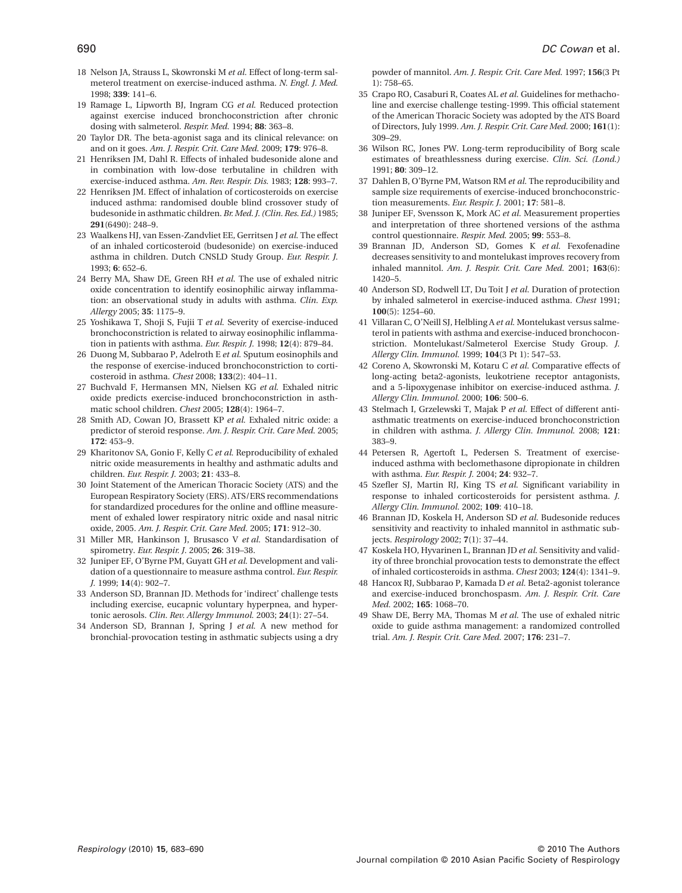18 Nelson JA, Strauss L, Skowronski M *et al.* Effect of long-term salmeterol treatment on exercise-induced asthma. *N. Engl. J. Med.* 1998; **339**: 141–6.

19 Ramage L, Lipworth BJ, Ingram CG *et al.* Reduced protection against exercise induced bronchoconstriction after chronic dosing with salmeterol. *Respir. Med.* 1994; **88**: 363–8.

20 Taylor DR. The beta-agonist saga and its clinical relevance: on and on it goes. *Am. J. Respir. Crit. Care Med.* 2009; **179**: 976–8.

21 Henriksen JM, Dahl R. Effects of inhaled budesonide alone and in combination with low-dose terbutaline in children with exercise-induced asthma. *Am. Rev. Respir. Dis.* 1983; **128**: 993–7.

22 Henriksen JM. Effect of inhalation of corticosteroids on exercise induced asthma: randomised double blind crossover study of budesonide in asthmatic children. *Br. Med. J. (Clin. Res. Ed.)* 1985; **291**(6490): 248–9.

23 Waalkens HJ, van Essen-Zandvliet EE, Gerritsen J *et al.* The effect of an inhaled corticosteroid (budesonide) on exercise-induced asthma in children. Dutch CNSLD Study Group. *Eur. Respir. J.* 1993; **6**: 652–6.

24 Berry MA, Shaw DE, Green RH *et al.* The use of exhaled nitric oxide concentration to identify eosinophilic airway inflammation: an observational study in adults with asthma. *Clin. Exp. Allergy* 2005; **35**: 1175–9.

25 Yoshikawa T, Shoji S, Fujii T *et al.* Severity of exercise-induced bronchoconstriction is related to airway eosinophilic inflammation in patients with asthma. *Eur. Respir. J.* 1998; **12**(4): 879–84.

26 Duong M, Subbarao P, Adelroth E *et al.* Sputum eosinophils and the response of exercise-induced bronchoconstriction to corticosteroid in asthma. *Chest* 2008; **133**(2): 404–11.

27 Buchvald F, Hermansen MN, Nielsen KG *et al.* Exhaled nitric oxide predicts exercise-induced bronchoconstriction in asthmatic school children. *Chest* 2005; **128**(4): 1964–7.

28 Smith AD, Cowan JO, Brassett KP *et al.* Exhaled nitric oxide: a predictor of steroid response. *Am. J. Respir. Crit. Care Med.* 2005; **172**: 453–9.

29 Kharitonov SA, Gonio F, Kelly C *et al.* Reproducibility of exhaled nitric oxide measurements in healthy and asthmatic adults and children. *Eur. Respir. J.* 2003; **21**: 433–8.

30 Joint Statement of the American Thoracic Society (ATS) and the European Respiratory Society (ERS). ATS/ERS recommendations for standardized procedures for the online and offline measurement of exhaled lower respiratory nitric oxide and nasal nitric oxide, 2005. *Am. J. Respir. Crit. Care Med.* 2005; **171**: 912–30.

31 Miller MR, Hankinson J, Brusasco V *et al.* Standardisation of spirometry. *Eur. Respir. J.* 2005; **26**: 319–38.

32 Juniper EF, O'Byrne PM, Guyatt GH *et al.* Development and validation of a questionnaire to measure asthma control. *Eur. Respir. J.* 1999; **14**(4): 902–7.

33 Anderson SD, Brannan JD. Methods for 'indirect' challenge tests including exercise, eucapnic voluntary hyperpnea, and hypertonic aerosols. *Clin. Rev. Allergy Immunol.* 2003; **24**(1): 27–54.

34 Anderson SD, Brannan J, Spring J *et al.* A new method for bronchial-provocation testing in asthmatic subjects using a dry powder of mannitol. *Am. J. Respir. Crit. Care Med.* 1997; **156**(3 Pt 1): 758–65.

35 Crapo RO, Casaburi R, Coates AL *et al.* Guidelines for methacholine and exercise challenge testing-1999. This official statement of the American Thoracic Society was adopted by the ATS Board of Directors, July 1999. *Am. J. Respir. Crit. Care Med.* 2000; **161**(1): 309–29.

36 Wilson RC, Jones PW. Long-term reproducibility of Borg scale estimates of breathlessness during exercise. *Clin. Sci. (Lond.)* 1991; **80**: 309–12.

37 Dahlen B, O'Byrne PM, Watson RM *et al.* The reproducibility and sample size requirements of exercise-induced bronchoconstriction measurements. *Eur. Respir. J.* 2001; **17**: 581–8.

38 Juniper EF, Svensson K, Mork AC *et al.* Measurement properties and interpretation of three shortened versions of the asthma control questionnaire. *Respir. Med.* 2005; **99**: 553–8.

39 Brannan JD, Anderson SD, Gomes K *et al.* Fexofenadine decreases sensitivity to and montelukast improves recovery from inhaled mannitol. *Am. J. Respir. Crit. Care Med.* 2001; **163**(6): 1420–5.

40 Anderson SD, Rodwell LT, Du Toit J *et al.* Duration of protection by inhaled salmeterol in exercise-induced asthma. *Chest* 1991; **100**(5): 1254–60.

41 Villaran C, O'Neill SJ, Helbling A *et al.* Montelukast versus salmeterol in patients with asthma and exercise-induced bronchoconstriction. Montelukast/Salmeterol Exercise Study Group. *J. Allergy Clin. Immunol.* 1999; **104**(3 Pt 1): 547–53.

42 Coreno A, Skowronski M, Kotaru C *et al.* Comparative effects of long-acting beta2-agonists, leukotriene receptor antagonists, and a 5-lipoxygenase inhibitor on exercise-induced asthma. *J. Allergy Clin. Immunol.* 2000; **106**: 500–6.

43 Stelmach I, Grzelewski T, Majak P *et al.* Effect of different antiasthmatic treatments on exercise-induced bronchoconstriction in children with asthma. *J. Allergy Clin. Immunol.* 2008; **121**: 383–9.

44 Petersen R, Agertoft L, Pedersen S. Treatment of exercise-induced asthma with beclomethasone dipropionate in children with asthma. *Eur. Respir. J.* 2004; **24**: 932–7.

45 Szefler SJ, Martin RJ, King TS *et al.* Significant variability in response to inhaled corticosteroids for persistent asthma. *J. Allergy Clin. Immunol.* 2002; **109**: 410–18.

46 Brannan JD, Koskela H, Anderson SD *et al.* Budesonide reduces sensitivity and reactivity to inhaled mannitol in asthmatic subjects. *Respirology* 2002; **7**(1): 37–44.

47 Koskela HO, Hyvarinen L, Brannan JD *et al.* Sensitivity and validity of three bronchial provocation tests to demonstrate the effect of inhaled corticosteroids in asthma. *Chest* 2003; **124**(4): 1341–9.

48 Hancox RJ, Subbarao P, Kamada D *et al.* Beta2-agonist tolerance and exercise-induced bronchospasm. *Am. J. Respir. Crit. Care Med.* 2002; **165**: 1068–70.

49 Shaw DE, Berry MA, Thomas M *et al.* The use of exhaled nitric oxide to guide asthma management: a randomized controlled trial. *Am. J. Respir. Crit. Care Med.* 2007; **176**: 231–7.